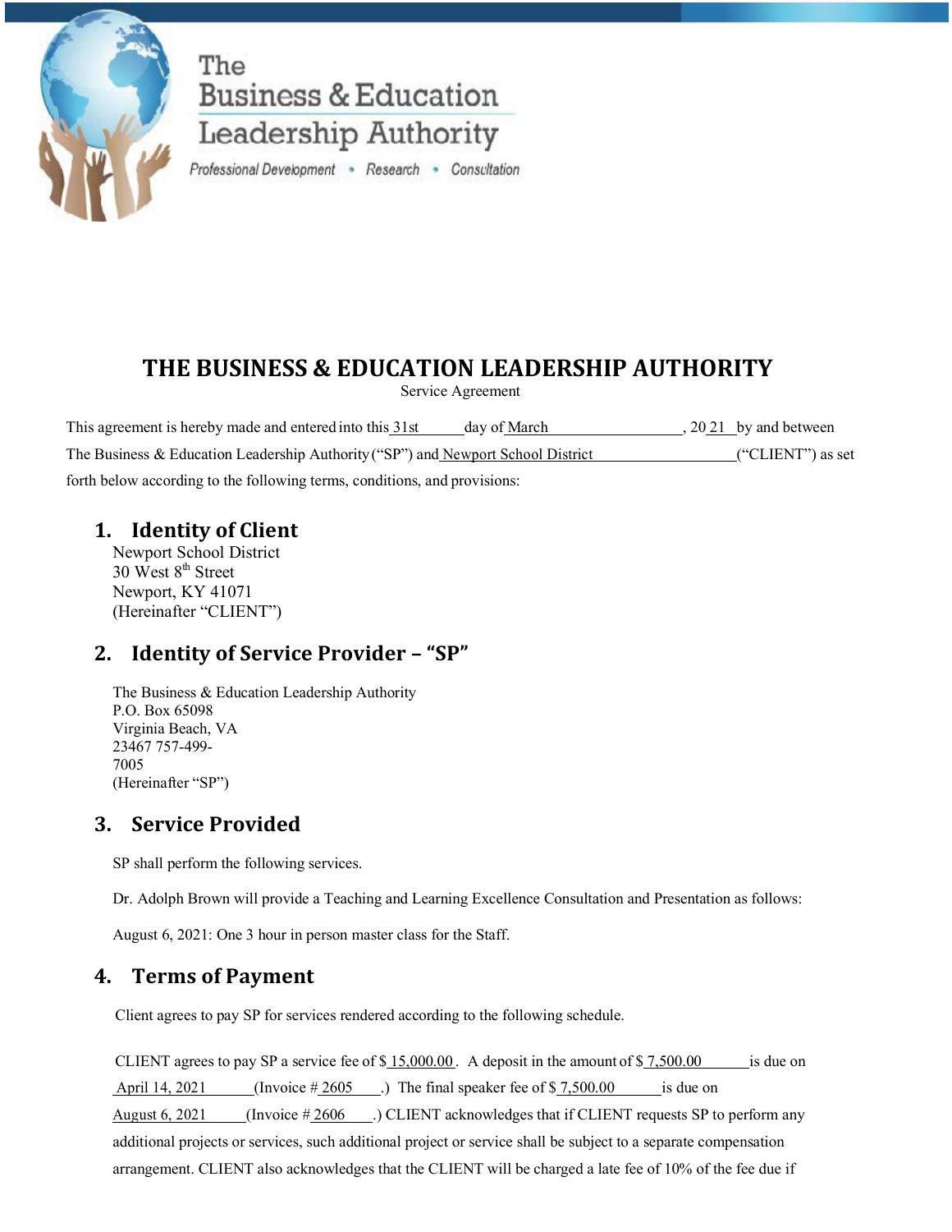The
Business & Education
Leadership Authority

*Professional Development • Research • Consultation*

# THE BUSINESS & EDUCATION LEADERSHIP AUTHORITY

Service Agreement

This agreement is hereby made and entered into this 31st day of March, 2021 by and between The Business & Education Leadership Authority ("SP") and Newport School District ("CLIENT") as set forth below according to the following terms, conditions, and provisions:

## 1. Identity of Client

Newport School District
30 West 8th Street
Newport, KY 41071
(Hereinafter "CLIENT")

## 2. Identity of Service Provider – "SP"

The Business & Education Leadership Authority
P.O. Box 65098
Virginia Beach, VA
23467 757-499-
7005
(Hereinafter "SP")

## 3. Service Provided

SP shall perform the following services.

Dr. Adolph Brown will provide a Teaching and Learning Excellence Consultation and Presentation as follows:

August 6, 2021: One 3 hour in person master class for the Staff.

## 4. Terms of Payment

Client agrees to pay SP for services rendered according to the following schedule.

CLIENT agrees to pay SP a service fee of $ 15,000.00. A deposit in the amount of $ 7,500.00 is due on April 14, 2021 (Invoice # 2605.) The final speaker fee of $ 7,500.00 is due on August 6, 2021 (Invoice # 2606.) CLIENT acknowledges that if CLIENT requests SP to perform any additional projects or services, such additional project or service shall be subject to a separate compensation arrangement. CLIENT also acknowledges that the CLIENT will be charged a late fee of 10% of the fee due if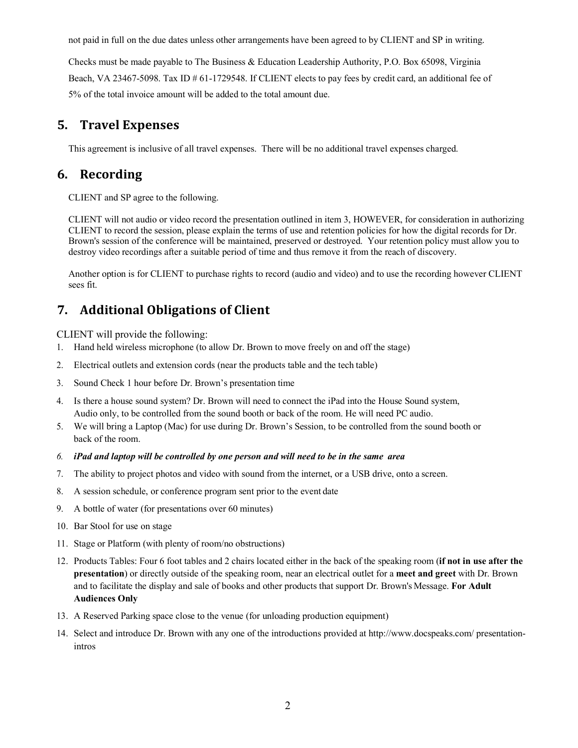not paid in full on the due dates unless other arrangements have been agreed to by CLIENT and SP in writing.

Checks must be made payable to The Business & Education Leadership Authority, P.O. Box 65098, Virginia Beach, VA 23467-5098. Tax ID # 61-1729548. If CLIENT elects to pay fees by credit card, an additional fee of 5% of the total invoice amount will be added to the total amount due.

## 5. Travel Expenses

This agreement is inclusive of all travel expenses. There will be no additional travel expenses charged.

## 6. Recording

CLIENT and SP agree to the following.

CLIENT will not audio or video record the presentation outlined in item 3, HOWEVER, for consideration in authorizing CLIENT to record the session, please explain the terms of use and retention policies for how the digital records for Dr. Brown's session of the conference will be maintained, preserved or destroyed. Your retention policy must allow you to destroy video recordings after a suitable period of time and thus remove it from the reach of discovery.

Another option is for CLIENT to purchase rights to record (audio and video) and to use the recording however CLIENT sees fit.

## 7. Additional Obligations of Client

CLIENT will provide the following:

1. Hand held wireless microphone (to allow Dr. Brown to move freely on and off the stage)
2. Electrical outlets and extension cords (near the products table and the tech table)
3. Sound Check 1 hour before Dr. Brown's presentation time
4. Is there a house sound system? Dr. Brown will need to connect the iPad into the House Sound system, Audio only, to be controlled from the sound booth or back of the room. He will need PC audio.
5. We will bring a Laptop (Mac) for use during Dr. Brown's Session, to be controlled from the sound booth or back of the room.
6. ***iPad and laptop will be controlled by one person and will need to be in the same area***
7. The ability to project photos and video with sound from the internet, or a USB drive, onto a screen.
8. A session schedule, or conference program sent prior to the event date
9. A bottle of water (for presentations over 60 minutes)
10. Bar Stool for use on stage
11. Stage or Platform (with plenty of room/no obstructions)
12. Products Tables: Four 6 foot tables and 2 chairs located either in the back of the speaking room (**if not in use after the presentation**) or directly outside of the speaking room, near an electrical outlet for a **meet and greet** with Dr. Brown and to facilitate the display and sale of books and other products that support Dr. Brown's Message. **For Adult Audiences Only**
13. A Reserved Parking space close to the venue (for unloading production equipment)
14. Select and introduce Dr. Brown with any one of the introductions provided at http://www.docspeaks.com/ presentation-intros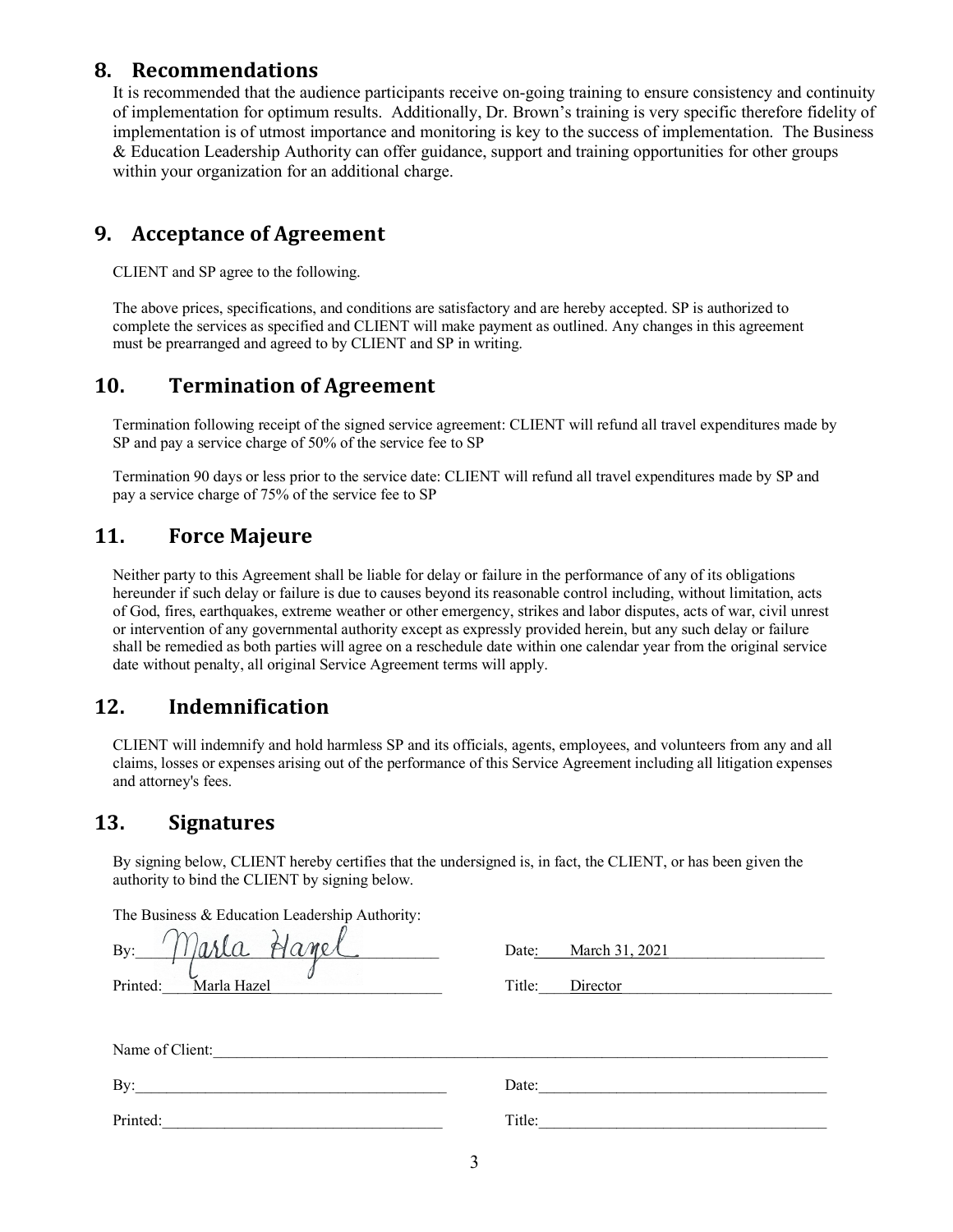## 8. Recommendations

It is recommended that the audience participants receive on-going training to ensure consistency and continuity of implementation for optimum results. Additionally, Dr. Brown's training is very specific therefore fidelity of implementation is of utmost importance and monitoring is key to the success of implementation. The Business & Education Leadership Authority can offer guidance, support and training opportunities for other groups within your organization for an additional charge.

## 9. Acceptance of Agreement

CLIENT and SP agree to the following.

The above prices, specifications, and conditions are satisfactory and are hereby accepted. SP is authorized to complete the services as specified and CLIENT will make payment as outlined. Any changes in this agreement must be prearranged and agreed to by CLIENT and SP in writing.

## 10. Termination of Agreement

Termination following receipt of the signed service agreement: CLIENT will refund all travel expenditures made by SP and pay a service charge of 50% of the service fee to SP

Termination 90 days or less prior to the service date: CLIENT will refund all travel expenditures made by SP and pay a service charge of 75% of the service fee to SP

## 11. Force Majeure

Neither party to this Agreement shall be liable for delay or failure in the performance of any of its obligations hereunder if such delay or failure is due to causes beyond its reasonable control including, without limitation, acts of God, fires, earthquakes, extreme weather or other emergency, strikes and labor disputes, acts of war, civil unrest or intervention of any governmental authority except as expressly provided herein, but any such delay or failure shall be remedied as both parties will agree on a reschedule date within one calendar year from the original service date without penalty, all original Service Agreement terms will apply.

## 12. Indemnification

CLIENT will indemnify and hold harmless SP and its officials, agents, employees, and volunteers from any and all claims, losses or expenses arising out of the performance of this Service Agreement including all litigation expenses and attorney's fees.

## 13. Signatures

By signing below, CLIENT hereby certifies that the undersigned is, in fact, the CLIENT, or has been given the authority to bind the CLIENT by signing below.

The Business & Education Leadership Authority:

By: Marla Hazel                                        Date: March 31, 2021

Printed: Marla Hazel                                  Title: Director

Name of Client:\_\_\_\_\_\_\_\_\_\_\_\_\_\_\_\_\_\_\_\_\_\_\_\_\_\_\_\_\_\_

By:\_\_\_\_\_\_\_\_\_\_\_\_\_\_\_\_\_\_\_\_\_\_\_\_\_\_\_\_\_\_                Date:\_\_\_\_\_\_\_\_\_\_\_\_\_\_\_\_\_\_\_\_\_\_\_\_\_\_\_\_\_\_

Printed:\_\_\_\_\_\_\_\_\_\_\_\_\_\_\_\_\_\_\_\_\_\_\_\_\_\_\_\_\_\_            Title:\_\_\_\_\_\_\_\_\_\_\_\_\_\_\_\_\_\_\_\_\_\_\_\_\_\_\_\_\_\_